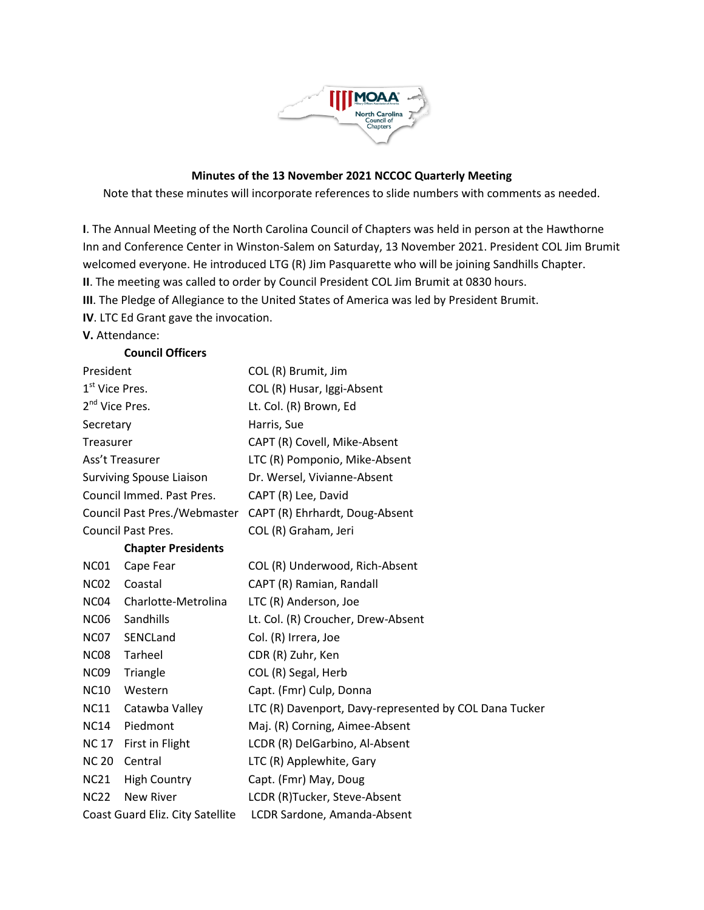**Minutes of the 13 November 2021 NCCOC Quarterly Meeting**

Note that these minutes will incorporate references to slide numbers with comments as needed.

**I**. The Annual Meeting of the North Carolina Council of Chapters was held in person at the Hawthorne Inn and Conference Center in Winston-Salem on Saturday, 13 November 2021. President COL Jim Brumit welcomed everyone. He introduced LTG (R) Jim Pasquarette who will be joining Sandhills Chapter.

**II**. The meeting was called to order by Council President COL Jim Brumit at 0830 hours.

**III**. The Pledge of Allegiance to the United States of America was led by President Brumit.

**IV**. LTC Ed Grant gave the invocation.

**V.** Attendance:

**Council Officers**

| | |
|---|---|
| President | COL (R) Brumit, Jim |
| 1st Vice Pres. | COL (R) Husar, Iggi-Absent |
| 2nd Vice Pres. | Lt. Col. (R) Brown, Ed |
| Secretary | Harris, Sue |
| Treasurer | CAPT (R) Covell, Mike-Absent |
| Ass't Treasurer | LTC (R) Pomponio, Mike-Absent |
| Surviving Spouse Liaison | Dr. Wersel, Vivianne-Absent |
| Council Immed. Past Pres. | CAPT (R) Lee, David |
| Council Past Pres./Webmaster | CAPT (R) Ehrhardt, Doug-Absent |
| Council Past Pres. | COL (R) Graham, Jeri |

**Chapter Presidents**

| | | |
|---|---|---|
| NC01 | Cape Fear | COL (R) Underwood, Rich-Absent |
| NC02 | Coastal | CAPT (R) Ramian, Randall |
| NC04 | Charlotte-Metrolina | LTC (R) Anderson, Joe |
| NC06 | Sandhills | Lt. Col. (R) Croucher, Drew-Absent |
| NC07 | SENCLand | Col. (R) Irrera, Joe |
| NC08 | Tarheel | CDR (R) Zuhr, Ken |
| NC09 | Triangle | COL (R) Segal, Herb |
| NC10 | Western | Capt. (Fmr) Culp, Donna |
| NC11 | Catawba Valley | LTC (R) Davenport, Davy-represented by COL Dana Tucker |
| NC14 | Piedmont | Maj. (R) Corning, Aimee-Absent |
| NC 17 | First in Flight | LCDR (R) DelGarbino, Al-Absent |
| NC 20 | Central | LTC (R) Applewhite, Gary |
| NC21 | High Country | Capt. (Fmr) May, Doug |
| NC22 | New River | LCDR (R)Tucker, Steve-Absent |
| Coast Guard Eliz. City Satellite | | LCDR Sardone, Amanda-Absent |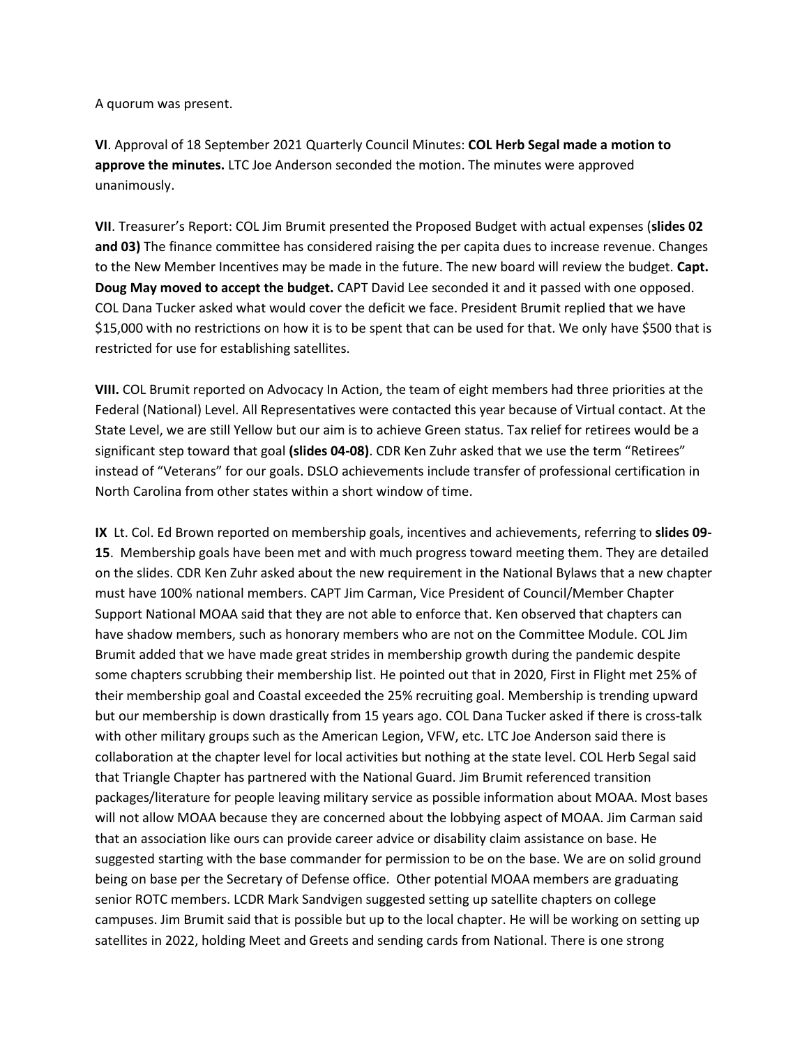A quorum was present.

**VI**. Approval of 18 September 2021 Quarterly Council Minutes: **COL Herb Segal made a motion to approve the minutes.** LTC Joe Anderson seconded the motion. The minutes were approved unanimously.

**VII**. Treasurer's Report: COL Jim Brumit presented the Proposed Budget with actual expenses (**slides 02 and 03)** The finance committee has considered raising the per capita dues to increase revenue. Changes to the New Member Incentives may be made in the future. The new board will review the budget. **Capt. Doug May moved to accept the budget.** CAPT David Lee seconded it and it passed with one opposed. COL Dana Tucker asked what would cover the deficit we face. President Brumit replied that we have $15,000 with no restrictions on how it is to be spent that can be used for that. We only have $500 that is restricted for use for establishing satellites.

**VIII.** COL Brumit reported on Advocacy In Action, the team of eight members had three priorities at the Federal (National) Level. All Representatives were contacted this year because of Virtual contact. At the State Level, we are still Yellow but our aim is to achieve Green status. Tax relief for retirees would be a significant step toward that goal **(slides 04-08)**. CDR Ken Zuhr asked that we use the term "Retirees" instead of "Veterans" for our goals. DSLO achievements include transfer of professional certification in North Carolina from other states within a short window of time.

**IX** Lt. Col. Ed Brown reported on membership goals, incentives and achievements, referring to **slides 09-15**. Membership goals have been met and with much progress toward meeting them. They are detailed on the slides. CDR Ken Zuhr asked about the new requirement in the National Bylaws that a new chapter must have 100% national members. CAPT Jim Carman, Vice President of Council/Member Chapter Support National MOAA said that they are not able to enforce that. Ken observed that chapters can have shadow members, such as honorary members who are not on the Committee Module. COL Jim Brumit added that we have made great strides in membership growth during the pandemic despite some chapters scrubbing their membership list. He pointed out that in 2020, First in Flight met 25% of their membership goal and Coastal exceeded the 25% recruiting goal. Membership is trending upward but our membership is down drastically from 15 years ago. COL Dana Tucker asked if there is cross-talk with other military groups such as the American Legion, VFW, etc. LTC Joe Anderson said there is collaboration at the chapter level for local activities but nothing at the state level. COL Herb Segal said that Triangle Chapter has partnered with the National Guard. Jim Brumit referenced transition packages/literature for people leaving military service as possible information about MOAA. Most bases will not allow MOAA because they are concerned about the lobbying aspect of MOAA. Jim Carman said that an association like ours can provide career advice or disability claim assistance on base. He suggested starting with the base commander for permission to be on the base. We are on solid ground being on base per the Secretary of Defense office. Other potential MOAA members are graduating senior ROTC members. LCDR Mark Sandvigen suggested setting up satellite chapters on college campuses. Jim Brumit said that is possible but up to the local chapter. He will be working on setting up satellites in 2022, holding Meet and Greets and sending cards from National. There is one strong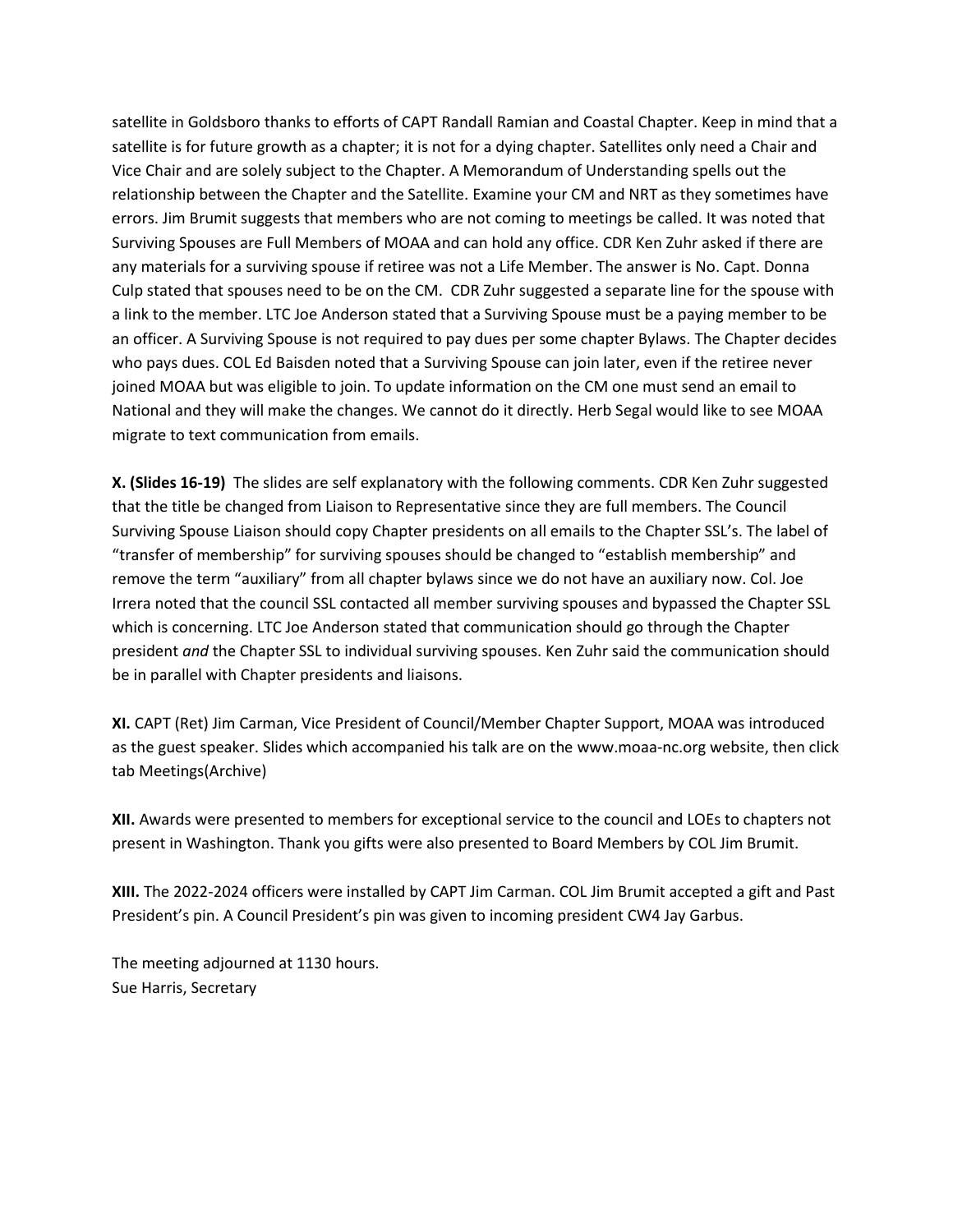satellite in Goldsboro thanks to efforts of CAPT Randall Ramian and Coastal Chapter. Keep in mind that a satellite is for future growth as a chapter; it is not for a dying chapter. Satellites only need a Chair and Vice Chair and are solely subject to the Chapter. A Memorandum of Understanding spells out the relationship between the Chapter and the Satellite. Examine your CM and NRT as they sometimes have errors. Jim Brumit suggests that members who are not coming to meetings be called. It was noted that Surviving Spouses are Full Members of MOAA and can hold any office. CDR Ken Zuhr asked if there are any materials for a surviving spouse if retiree was not a Life Member. The answer is No. Capt. Donna Culp stated that spouses need to be on the CM. CDR Zuhr suggested a separate line for the spouse with a link to the member. LTC Joe Anderson stated that a Surviving Spouse must be a paying member to be an officer. A Surviving Spouse is not required to pay dues per some chapter Bylaws. The Chapter decides who pays dues. COL Ed Baisden noted that a Surviving Spouse can join later, even if the retiree never joined MOAA but was eligible to join. To update information on the CM one must send an email to National and they will make the changes. We cannot do it directly. Herb Segal would like to see MOAA migrate to text communication from emails.

**X. (Slides 16-19)** The slides are self explanatory with the following comments. CDR Ken Zuhr suggested that the title be changed from Liaison to Representative since they are full members. The Council Surviving Spouse Liaison should copy Chapter presidents on all emails to the Chapter SSL's. The label of "transfer of membership" for surviving spouses should be changed to "establish membership" and remove the term "auxiliary" from all chapter bylaws since we do not have an auxiliary now. Col. Joe Irrera noted that the council SSL contacted all member surviving spouses and bypassed the Chapter SSL which is concerning. LTC Joe Anderson stated that communication should go through the Chapter president *and* the Chapter SSL to individual surviving spouses. Ken Zuhr said the communication should be in parallel with Chapter presidents and liaisons.

**XI.** CAPT (Ret) Jim Carman, Vice President of Council/Member Chapter Support, MOAA was introduced as the guest speaker. Slides which accompanied his talk are on the www.moaa-nc.org website, then click tab Meetings(Archive)

**XII.** Awards were presented to members for exceptional service to the council and LOEs to chapters not present in Washington. Thank you gifts were also presented to Board Members by COL Jim Brumit.

**XIII.** The 2022-2024 officers were installed by CAPT Jim Carman. COL Jim Brumit accepted a gift and Past President's pin. A Council President's pin was given to incoming president CW4 Jay Garbus.

The meeting adjourned at 1130 hours.
Sue Harris, Secretary